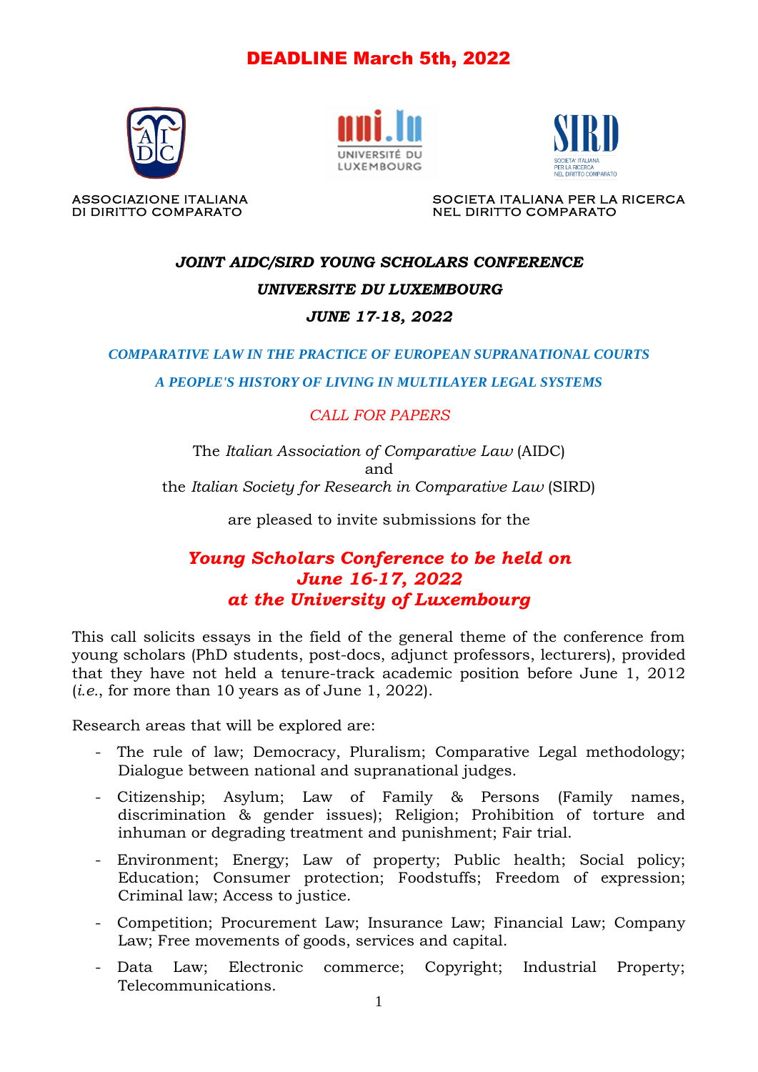**DEADLINE March 5th, 2022**

ASSOCIAZIONE ITALIANA
DI DIRITTO COMPARATO

SOCIETA ITALIANA PER LA RICERCA
NEL DIRITTO COMPARATO

***JOINT AIDC/SIRD YOUNG SCHOLARS CONFERENCE***

***UNIVERSITE DU LUXEMBOURG***

***JUNE 17-18, 2022***

***COMPARATIVE LAW IN THE PRACTICE OF EUROPEAN SUPRANATIONAL COURTS***

***A PEOPLE'S HISTORY OF LIVING IN MULTILAYER LEGAL SYSTEMS***

*CALL FOR PAPERS*

The *Italian Association of Comparative Law* (AIDC)
and
the *Italian Society for Research in Comparative Law* (SIRD)

are pleased to invite submissions for the

***Young Scholars Conference to be held on June 16-17, 2022 at the University of Luxembourg***

This call solicits essays in the field of the general theme of the conference from young scholars (PhD students, post-docs, adjunct professors, lecturers), provided that they have not held a tenure-track academic position before June 1, 2012 (*i.e.*, for more than 10 years as of June 1, 2022).

Research areas that will be explored are:

- The rule of law; Democracy, Pluralism; Comparative Legal methodology; Dialogue between national and supranational judges.
- Citizenship; Asylum; Law of Family & Persons (Family names, discrimination & gender issues); Religion; Prohibition of torture and inhuman or degrading treatment and punishment; Fair trial.
- Environment; Energy; Law of property; Public health; Social policy; Education; Consumer protection; Foodstuffs; Freedom of expression; Criminal law; Access to justice.
- Competition; Procurement Law; Insurance Law; Financial Law; Company Law; Free movements of goods, services and capital.
- Data Law; Electronic commerce; Copyright; Industrial Property; Telecommunications.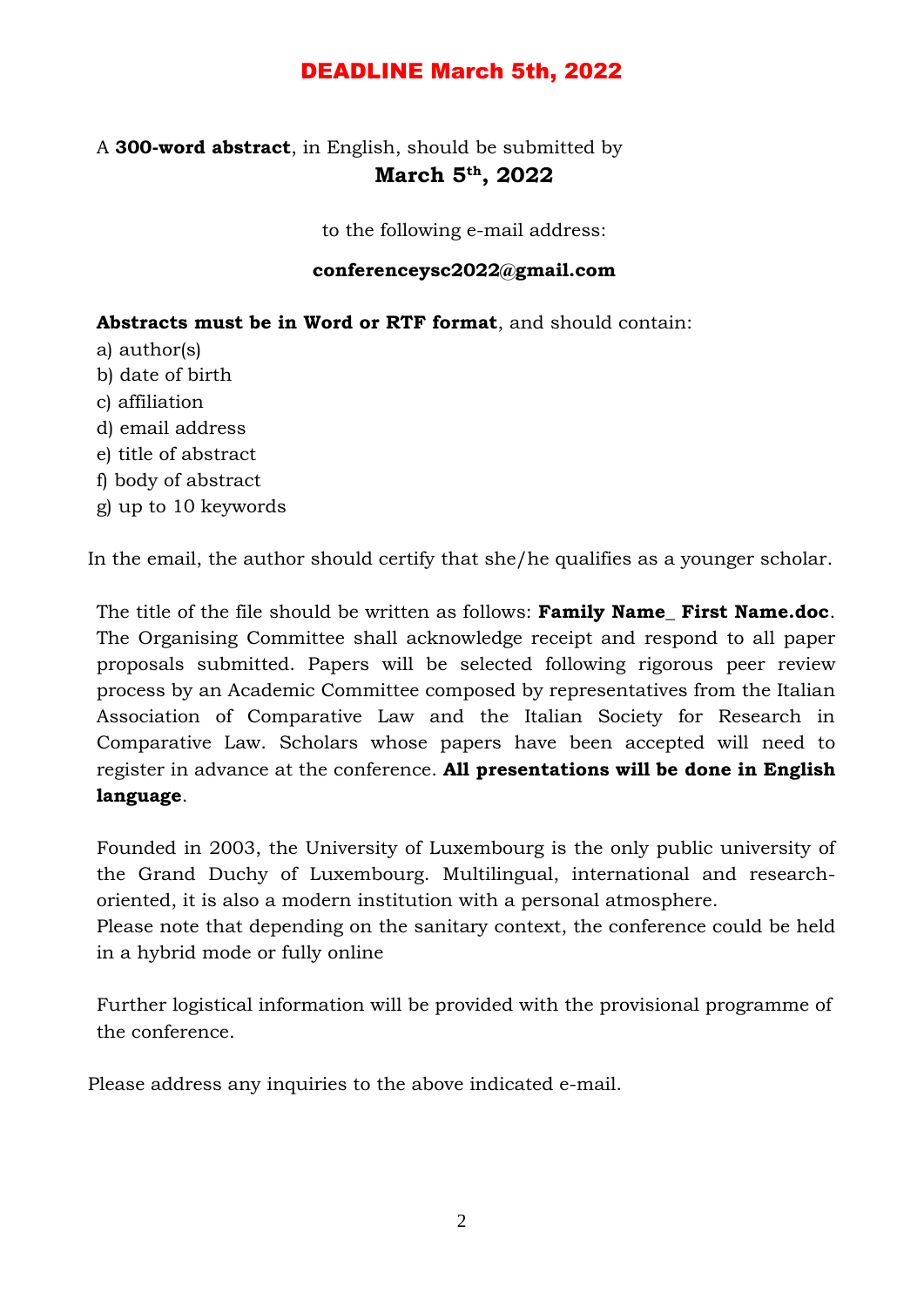# DEADLINE March 5th, 2022

A **300-word abstract**, in English, should be submitted by

**March 5th, 2022**

to the following e-mail address:

**conferenceysc2022@gmail.com**

**Abstracts must be in Word or RTF format**, and should contain:

a) author(s)
b) date of birth
c) affiliation
d) email address
e) title of abstract
f) body of abstract
g) up to 10 keywords

In the email, the author should certify that she/he qualifies as a younger scholar.

The title of the file should be written as follows: **Family Name_ First Name.doc**. The Organising Committee shall acknowledge receipt and respond to all paper proposals submitted. Papers will be selected following rigorous peer review process by an Academic Committee composed by representatives from the Italian Association of Comparative Law and the Italian Society for Research in Comparative Law. Scholars whose papers have been accepted will need to register in advance at the conference. **All presentations will be done in English language**.

Founded in 2003, the University of Luxembourg is the only public university of the Grand Duchy of Luxembourg. Multilingual, international and research-oriented, it is also a modern institution with a personal atmosphere.
Please note that depending on the sanitary context, the conference could be held in a hybrid mode or fully online

Further logistical information will be provided with the provisional programme of the conference.

Please address any inquiries to the above indicated e-mail.